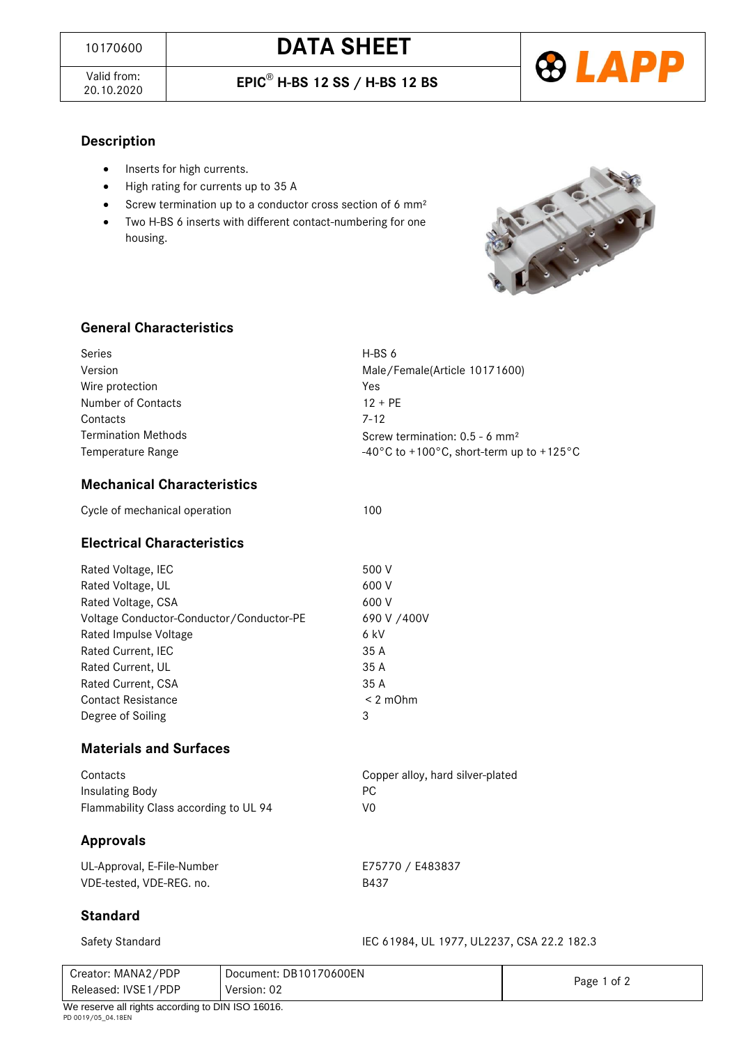| 10170600 | DATA SHEET |
| --- | --- |
| Valid from: 20.10.2020 | EPIC® H-BS 12 SS / H-BS 12 BS |

LAPP

## Description

- Inserts for high currents.
- High rating for currents up to 35 A
- Screw termination up to a conductor cross section of 6 mm²
- Two H-BS 6 inserts with different contact-numbering for one housing.

## General Characteristics

| | |
| --- | --- |
| Series | H-BS 6 |
| Version | Male/Female(Article 10171600) |
| Wire protection | Yes |
| Number of Contacts | 12 + PE |
| Contacts | 7-12 |
| Termination Methods | Screw termination: 0.5 - 6 mm² |
| Temperature Range | -40°C to +100°C, short-term up to +125°C |

## Mechanical Characteristics

| | |
| --- | --- |
| Cycle of mechanical operation | 100 |

## Electrical Characteristics

| | |
| --- | --- |
| Rated Voltage, IEC | 500 V |
| Rated Voltage, UL | 600 V |
| Rated Voltage, CSA | 600 V |
| Voltage Conductor-Conductor/Conductor-PE | 690 V /400V |
| Rated Impulse Voltage | 6 kV |
| Rated Current, IEC | 35 A |
| Rated Current, UL | 35 A |
| Rated Current, CSA | 35 A |
| Contact Resistance | < 2 mOhm |
| Degree of Soiling | 3 |

## Materials and Surfaces

| | |
| --- | --- |
| Contacts | Copper alloy, hard silver-plated |
| Insulating Body | PC |
| Flammability Class according to UL 94 | V0 |

## Approvals

| | |
| --- | --- |
| UL-Approval, E-File-Number | E75770 / E483837 |
| VDE-tested, VDE-REG. no. | B437 |

## Standard

| | |
| --- | --- |
| Safety Standard | IEC 61984, UL 1977, UL2237, CSA 22.2 182.3 |

| Creator: MANA2/PDP | Document: DB10170600EN |
| --- | --- |
| Released: IVSE1/PDP | Version: 02 |

We reserve all rights according to DIN ISO 16016.

PD 0019/05_04.18EN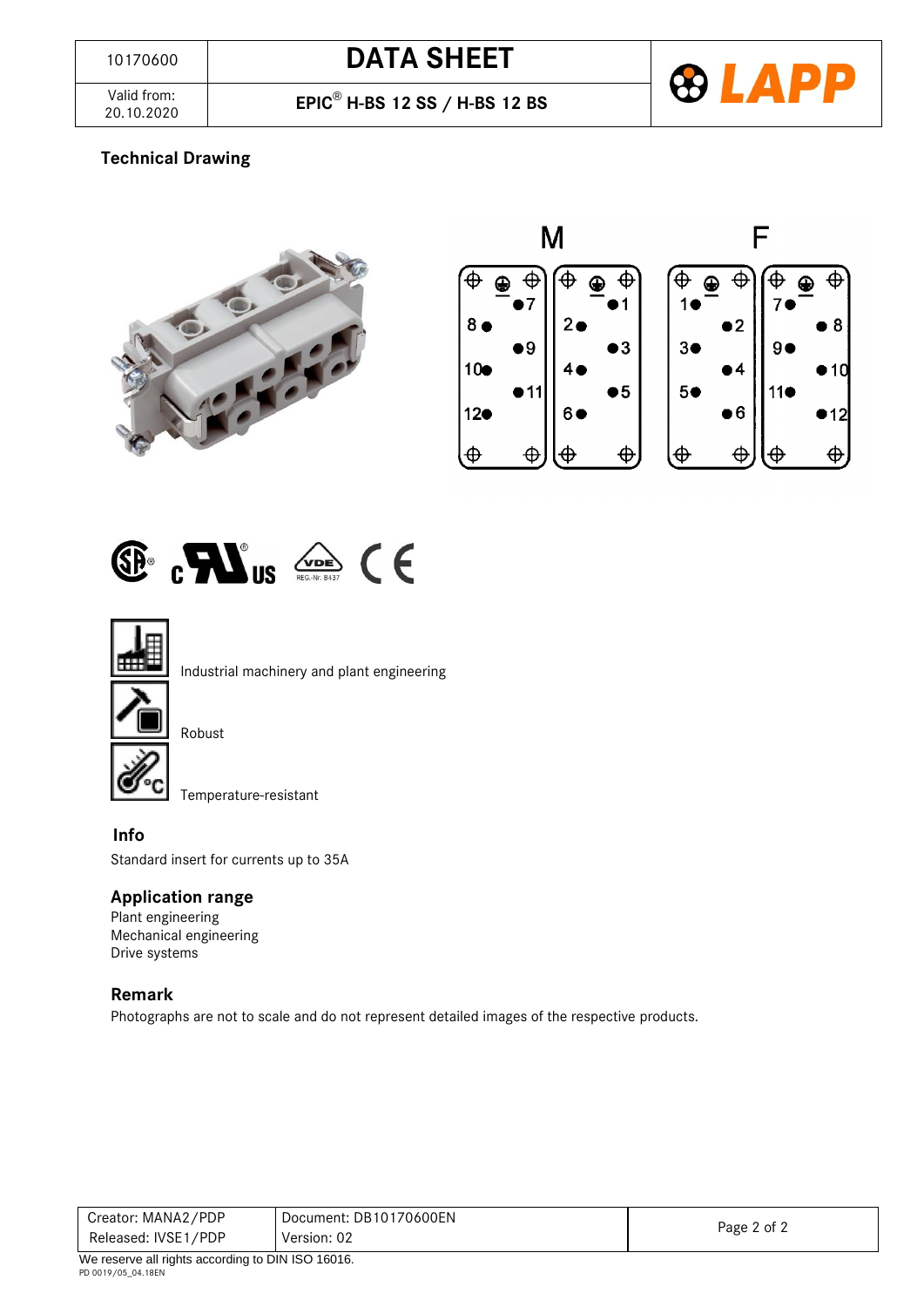## Technical Drawing

M

F

Industrial machinery and plant engineering

Robust

Temperature-resistant

## Info

Standard insert for currents up to 35A

## Application range

Plant engineering
Mechanical engineering
Drive systems

## Remark

Photographs are not to scale and do not represent detailed images of the respective products.